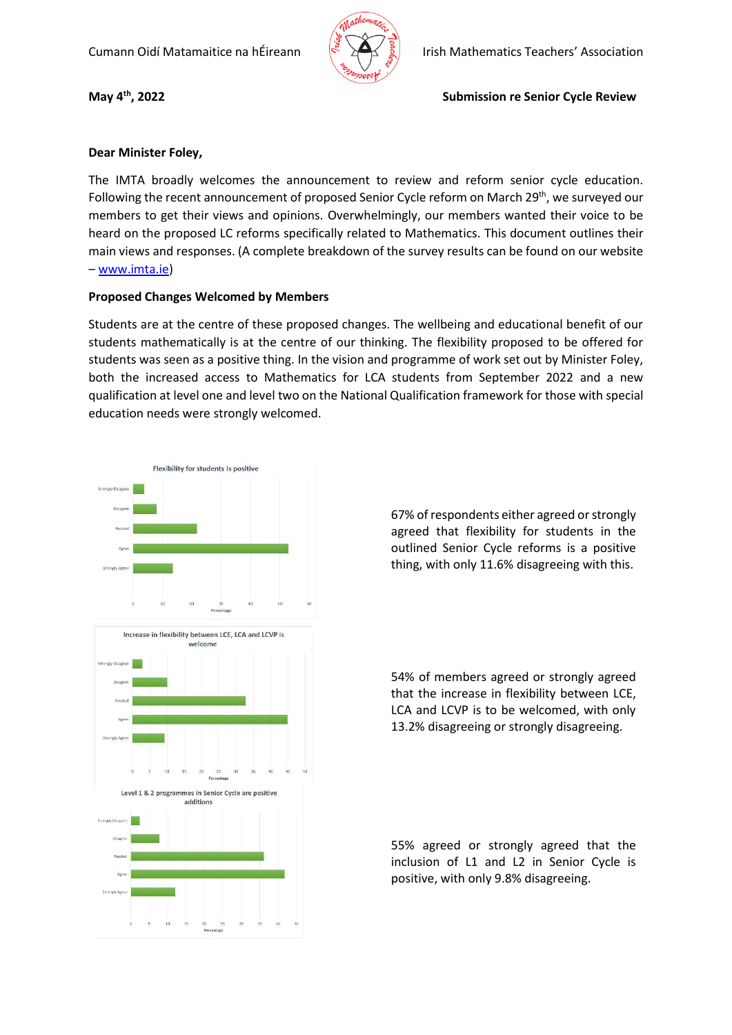Cumann Oidí Matamaitice na hÉireann — Irish Mathematics Teachers' Association

**May 4th, 2022**

**Submission re Senior Cycle Review**

**Dear Minister Foley,**

The IMTA broadly welcomes the announcement to review and reform senior cycle education. Following the recent announcement of proposed Senior Cycle reform on March 29th, we surveyed our members to get their views and opinions. Overwhelmingly, our members wanted their voice to be heard on the proposed LC reforms specifically related to Mathematics. This document outlines their main views and responses. (A complete breakdown of the survey results can be found on our website – www.imta.ie)

**Proposed Changes Welcomed by Members**

Students are at the centre of these proposed changes. The wellbeing and educational benefit of our students mathematically is at the centre of our thinking. The flexibility proposed to be offered for students was seen as a positive thing. In the vision and programme of work set out by Minister Foley, both the increased access to Mathematics for LCA students from September 2022 and a new qualification at level one and level two on the National Qualification framework for those with special education needs were strongly welcomed.

Flexibility for students is positive

67% of respondents either agreed or strongly agreed that flexibility for students in the outlined Senior Cycle reforms is a positive thing, with only 11.6% disagreeing with this.

Increase in flexibility between LCE, LCA and LCVP is welcome

54% of members agreed or strongly agreed that the increase in flexibility between LCE, LCA and LCVP is to be welcomed, with only 13.2% disagreeing or strongly disagreeing.

Level 1 & 2 programmes in Senior Cycle are positive additions

55% agreed or strongly agreed that the inclusion of L1 and L2 in Senior Cycle is positive, with only 9.8% disagreeing.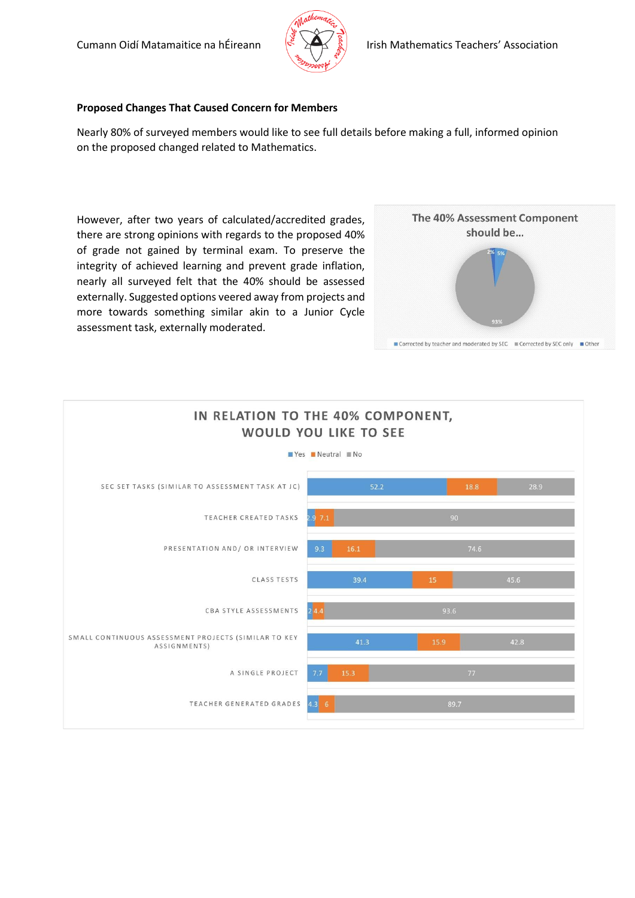### Proposed Changes That Caused Concern for Members

Nearly 80% of surveyed members would like to see full details before making a full, informed opinion on the proposed changed related to Mathematics.

However, after two years of calculated/accredited grades, there are strong opinions with regards to the proposed 40% of grade not gained by terminal exam. To preserve the integrity of achieved learning and prevent grade inflation, nearly all surveyed felt that the 40% should be assessed externally. Suggested options veered away from projects and more towards something similar akin to a Junior Cycle assessment task, externally moderated.

**The 40% Assessment Component should be...**

| Option | % |
| --- | --- |
| Corrected by teacher and moderated by SEC | 5% |
| Corrected by SEC only | 93% |
| Other | 2% |

**IN RELATION TO THE 40% COMPONENT, WOULD YOU LIKE TO SEE**

| | Yes | Neutral | No |
| --- | --- | --- | --- |
| SEC set tasks (similar to assessment task at JC) | 52.2 | 18.8 | 28.9 |
| Teacher created tasks | 2.9 | 7.1 | 90 |
| Presentation and/ or interview | 9.3 | 16.1 | 74.6 |
| Class tests | 39.4 | 15 | 45.6 |
| CBA style assessments | 2 | 4.4 | 93.6 |
| Small continuous assessment projects (similar to key assignments) | 41.3 | 15.9 | 42.8 |
| A single project | 7.7 | 15.3 | 77 |
| Teacher generated grades | 4.3 | 6 | 89.7 |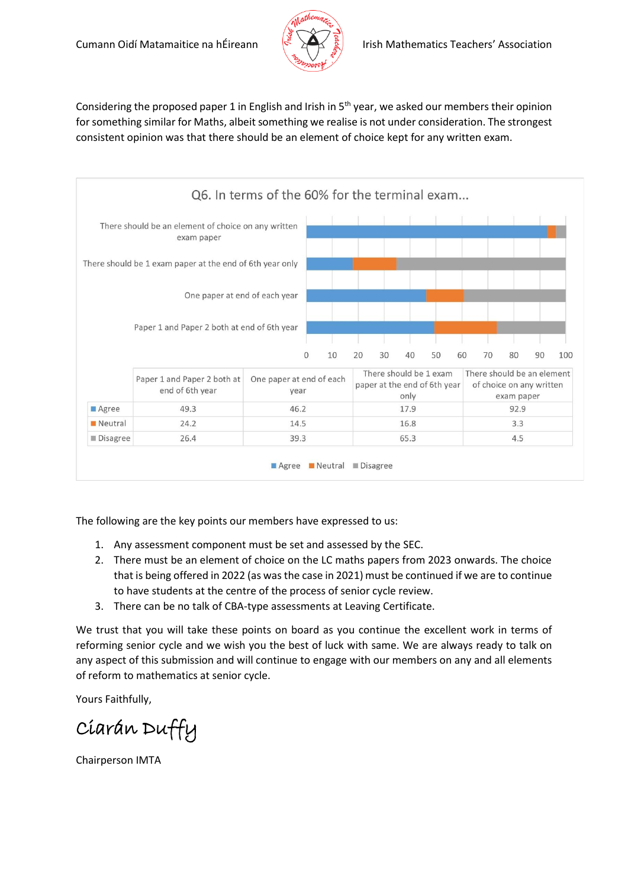Considering the proposed paper 1 in English and Irish in 5th year, we asked our members their opinion for something similar for Maths, albeit something we realise is not under consideration. The strongest consistent opinion was that there should be an element of choice kept for any written exam.

Q6. In terms of the 60% for the terminal exam...

There should be an element of choice on any written exam paper

There should be 1 exam paper at the end of 6th year only

One paper at end of each year

Paper 1 and Paper 2 both at end of 6th year

0 10 20 30 40 50 60 70 80 90 100

| | Paper 1 and Paper 2 both at end of 6th year | One paper at end of each year | There should be 1 exam paper at the end of 6th year only | There should be an element of choice on any written exam paper |
|---|---|---|---|---|
| Agree | 49.3 | 46.2 | 17.9 | 92.9 |
| Neutral | 24.2 | 14.5 | 16.8 | 3.3 |
| Disagree | 26.4 | 39.3 | 65.3 | 4.5 |

Agree Neutral Disagree

The following are the key points our members have expressed to us:

1. Any assessment component must be set and assessed by the SEC.
2. There must be an element of choice on the LC maths papers from 2023 onwards. The choice that is being offered in 2022 (as was the case in 2021) must be continued if we are to continue to have students at the centre of the process of senior cycle review.
3. There can be no talk of CBA-type assessments at Leaving Certificate.

We trust that you will take these points on board as you continue the excellent work in terms of reforming senior cycle and we wish you the best of luck with same. We are always ready to talk on any aspect of this submission and will continue to engage with our members on any and all elements of reform to mathematics at senior cycle.

Yours Faithfully,

Ciarán Duffy

Chairperson IMTA